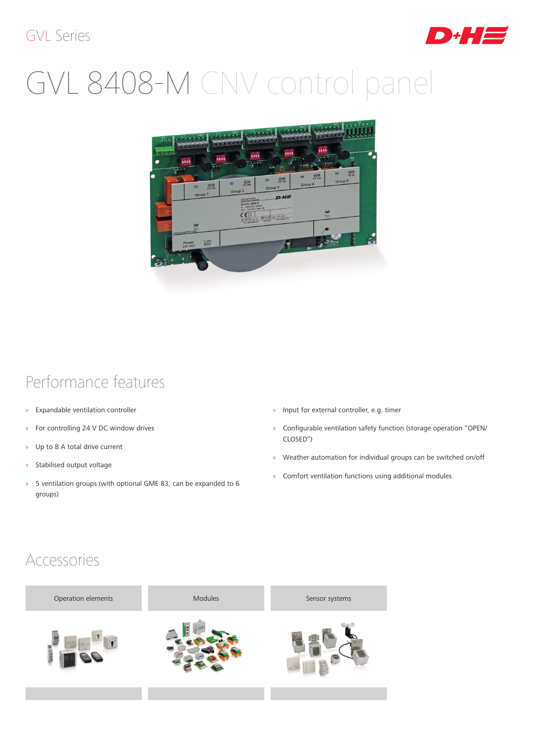GVL Series

# GVL 8408-M CNV control panel

## Performance features

- Expandable ventilation controller
- For controlling 24 V DC window drives
- Up to 8 A total drive current
- Stabilised output voltage
- 5 ventilation groups (with optional GME 83, can be expanded to 6 groups)
- Input for external controller, e.g. timer
- Configurable ventilation safety function (storage operation “OPEN/CLOSED”)
- Weather automation for individual groups can be switched on/off
- Comfort ventilation functions using additional modules

## Accessories

| Operation elements | Modules | Sensor systems |
| --- | --- | --- |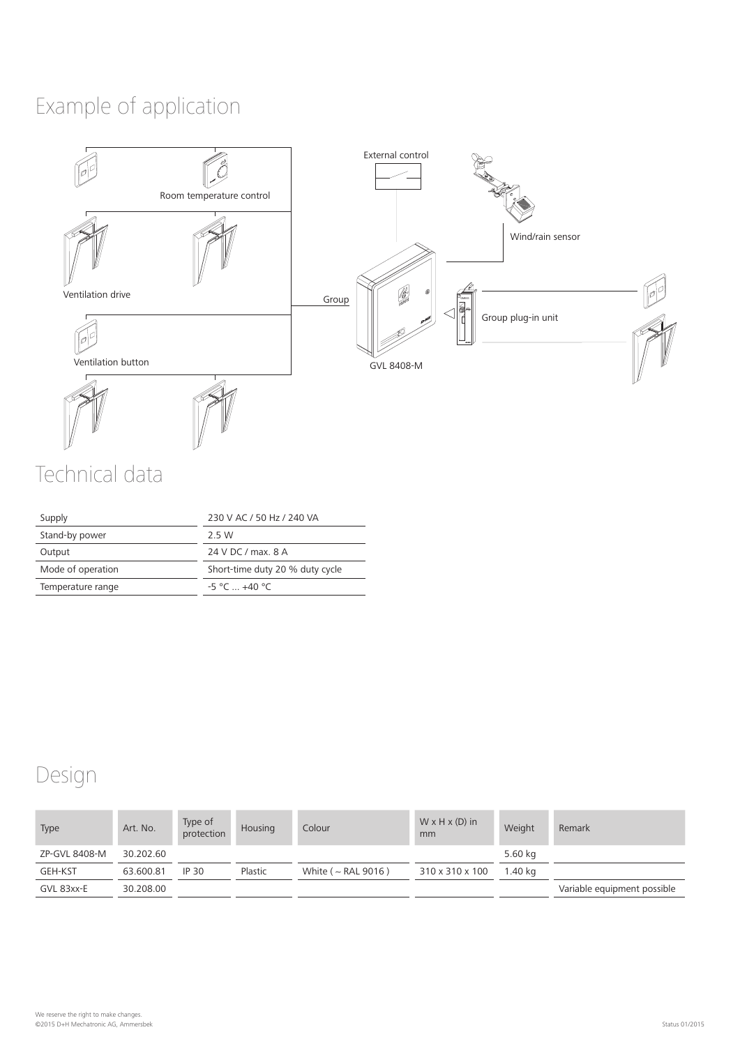# Example of application

Room temperature control

External control

Wind/rain sensor

Ventilation drive

Group

Group plug-in unit

Ventilation button

GVL 8408-M

# Technical data

| | |
|---|---|
| Supply | 230 V AC / 50 Hz / 240 VA |
| Stand-by power | 2.5 W |
| Output | 24 V DC / max. 8 A |
| Mode of operation | Short-time duty 20 % duty cycle |
| Temperature range | -5 °C ... +40 °C |

# Design

| Type | Art. No. | Type of protection | Housing | Colour | W x H x (D) in mm | Weight | Remark |
|---|---|---|---|---|---|---|---|
| ZP-GVL 8408-M | 30.202.60 | | | | | 5.60 kg | |
| GEH-KST | 63.600.81 | IP 30 | Plastic | White ( ~ RAL 9016 ) | 310 x 310 x 100 | 1.40 kg | |
| GVL 83xx-E | 30.208.00 | | | | | | Variable equipment possible |

We reserve the right to make changes.
©2015 D+H Mechatronic AG, Ammersbek

Status 01/2015